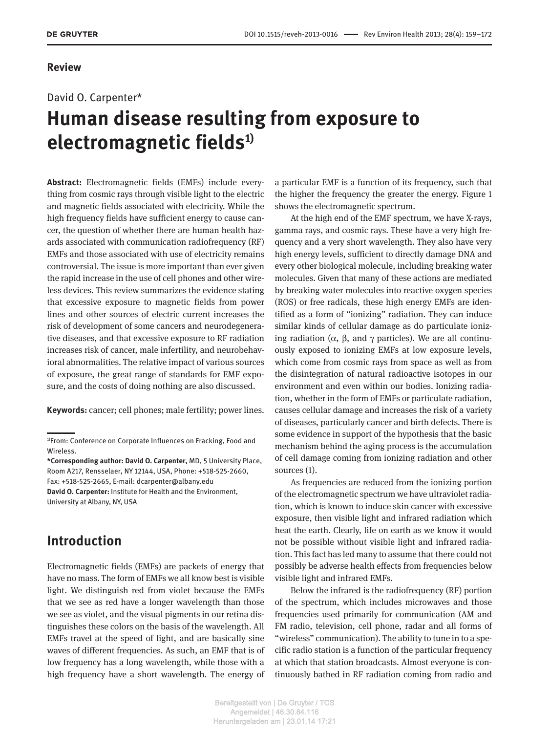**Review**

David O. Carpenter*

# Human disease resulting from exposure to electromagnetic fields[1)]

**Abstract:** Electromagnetic fields (EMFs) include everything from cosmic rays through visible light to the electric and magnetic fields associated with electricity. While the high frequency fields have sufficient energy to cause cancer, the question of whether there are human health hazards associated with communication radiofrequency (RF) EMFs and those associated with use of electricity remains controversial. The issue is more important than ever given the rapid increase in the use of cell phones and other wireless devices. This review summarizes the evidence stating that excessive exposure to magnetic fields from power lines and other sources of electric current increases the risk of development of some cancers and neurodegenerative diseases, and that excessive exposure to RF radiation increases risk of cancer, male infertility, and neurobehavioral abnormalities. The relative impact of various sources of exposure, the great range of standards for EMF exposure, and the costs of doing nothing are also discussed.

**Keywords:** cancer; cell phones; male fertility; power lines.

[1)]From: Conference on Corporate Influences on Fracking, Food and Wireless.

***Corresponding author: David O. Carpenter,** MD, 5 University Place, Room A217, Rensselaer, NY 12144, USA, Phone: +518-525-2660, Fax: +518-525-2665, E-mail: dcarpenter@albany.edu

**David O. Carpenter:** Institute for Health and the Environment, University at Albany, NY, USA

## Introduction

Electromagnetic fields (EMFs) are packets of energy that have no mass. The form of EMFs we all know best is visible light. We distinguish red from violet because the EMFs that we see as red have a longer wavelength than those we see as violet, and the visual pigments in our retina distinguishes these colors on the basis of the wavelength. All EMFs travel at the speed of light, and are basically sine waves of different frequencies. As such, an EMF that is of low frequency has a long wavelength, while those with a high frequency have a short wavelength. The energy of a particular EMF is a function of its frequency, such that the higher the frequency the greater the energy. Figure 1 shows the electromagnetic spectrum.

At the high end of the EMF spectrum, we have X-rays, gamma rays, and cosmic rays. These have a very high frequency and a very short wavelength. They also have very high energy levels, sufficient to directly damage DNA and every other biological molecule, including breaking water molecules. Given that many of these actions are mediated by breaking water molecules into reactive oxygen species (ROS) or free radicals, these high energy EMFs are identified as a form of "ionizing" radiation. They can induce similar kinds of cellular damage as do particulate ionizing radiation (α, β, and γ particles). We are all continuously exposed to ionizing EMFs at low exposure levels, which come from cosmic rays from space as well as from the disintegration of natural radioactive isotopes in our environment and even within our bodies. Ionizing radiation, whether in the form of EMFs or particulate radiation, causes cellular damage and increases the risk of a variety of diseases, particularly cancer and birth defects. There is some evidence in support of the hypothesis that the basic mechanism behind the aging process is the accumulation of cell damage coming from ionizing radiation and other sources (1).

As frequencies are reduced from the ionizing portion of the electromagnetic spectrum we have ultraviolet radiation, which is known to induce skin cancer with excessive exposure, then visible light and infrared radiation which heat the earth. Clearly, life on earth as we know it would not be possible without visible light and infrared radiation. This fact has led many to assume that there could not possibly be adverse health effects from frequencies below visible light and infrared EMFs.

Below the infrared is the radiofrequency (RF) portion of the spectrum, which includes microwaves and those frequencies used primarily for communication (AM and FM radio, television, cell phone, radar and all forms of "wireless" communication). The ability to tune in to a specific radio station is a function of the particular frequency at which that station broadcasts. Almost everyone is continuously bathed in RF radiation coming from radio and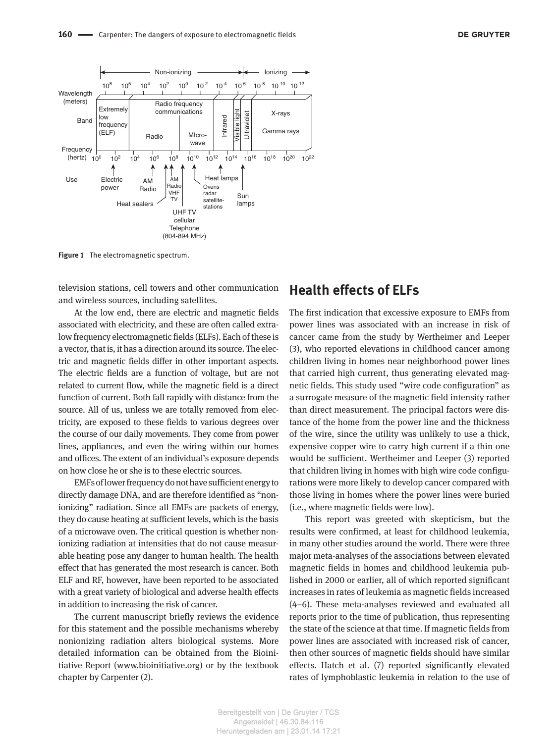Figure 1 The electromagnetic spectrum.

television stations, cell towers and other communication and wireless sources, including satellites.

At the low end, there are electric and magnetic fields associated with electricity, and these are often called extra-low frequency electromagnetic fields (ELFs). Each of these is a vector, that is, it has a direction around its source. The electric and magnetic fields differ in other important aspects. The electric fields are a function of voltage, but are not related to current flow, while the magnetic field is a direct function of current. Both fall rapidly with distance from the source. All of us, unless we are totally removed from electricity, are exposed to these fields to various degrees over the course of our daily movements. They come from power lines, appliances, and even the wiring within our homes and offices. The extent of an individual's exposure depends on how close he or she is to these electric sources.

EMFs of lower frequency do not have sufficient energy to directly damage DNA, and are therefore identified as "nonionizing" radiation. Since all EMFs are packets of energy, they do cause heating at sufficient levels, which is the basis of a microwave oven. The critical question is whether nonionizing radiation at intensities that do not cause measurable heating pose any danger to human health. The health effect that has generated the most research is cancer. Both ELF and RF, however, have been reported to be associated with a great variety of biological and adverse health effects in addition to increasing the risk of cancer.

The current manuscript briefly reviews the evidence for this statement and the possible mechanisms whereby nonionizing radiation alters biological systems. More detailed information can be obtained from the Bioinitiative Report (www.bioinitiative.org) or by the textbook chapter by Carpenter (2).

## Health effects of ELFs

The first indication that excessive exposure to EMFs from power lines was associated with an increase in risk of cancer came from the study by Wertheimer and Leeper (3), who reported elevations in childhood cancer among children living in homes near neighborhood power lines that carried high current, thus generating elevated magnetic fields. This study used "wire code configuration" as a surrogate measure of the magnetic field intensity rather than direct measurement. The principal factors were distance of the home from the power line and the thickness of the wire, since the utility was unlikely to use a thick, expensive copper wire to carry high current if a thin one would be sufficient. Wertheimer and Leeper (3) reported that children living in homes with high wire code configurations were more likely to develop cancer compared with those living in homes where the power lines were buried (i.e., where magnetic fields were low).

This report was greeted with skepticism, but the results were confirmed, at least for childhood leukemia, in many other studies around the world. There were three major meta-analyses of the associations between elevated magnetic fields in homes and childhood leukemia published in 2000 or earlier, all of which reported significant increases in rates of leukemia as magnetic fields increased (4–6). These meta-analyses reviewed and evaluated all reports prior to the time of publication, thus representing the state of the science at that time. If magnetic fields from power lines are associated with increased risk of cancer, then other sources of magnetic fields should have similar effects. Hatch et al. (7) reported significantly elevated rates of lymphoblastic leukemia in relation to the use of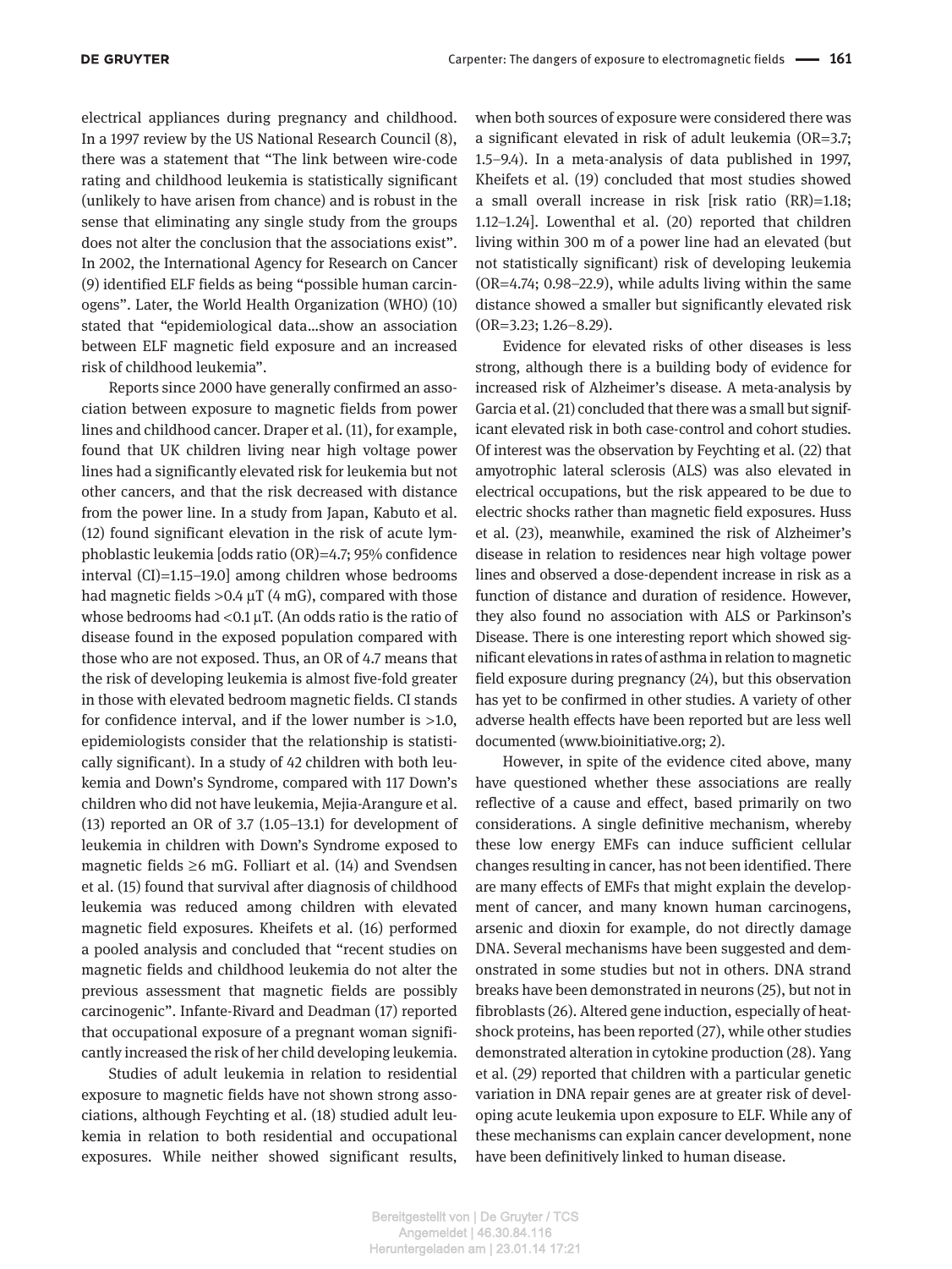electrical appliances during pregnancy and childhood. In a 1997 review by the US National Research Council (8), there was a statement that "The link between wire-code rating and childhood leukemia is statistically significant (unlikely to have arisen from chance) and is robust in the sense that eliminating any single study from the groups does not alter the conclusion that the associations exist". In 2002, the International Agency for Research on Cancer (9) identified ELF fields as being "possible human carcinogens". Later, the World Health Organization (WHO) (10) stated that "epidemiological data…show an association between ELF magnetic field exposure and an increased risk of childhood leukemia".

Reports since 2000 have generally confirmed an association between exposure to magnetic fields from power lines and childhood cancer. Draper et al. (11), for example, found that UK children living near high voltage power lines had a significantly elevated risk for leukemia but not other cancers, and that the risk decreased with distance from the power line. In a study from Japan, Kabuto et al. (12) found significant elevation in the risk of acute lymphoblastic leukemia [odds ratio (OR)=4.7; 95% confidence interval (CI)=1.15–19.0] among children whose bedrooms had magnetic fields >0.4 μT (4 mG), compared with those whose bedrooms had <0.1 μT. (An odds ratio is the ratio of disease found in the exposed population compared with those who are not exposed. Thus, an OR of 4.7 means that the risk of developing leukemia is almost five-fold greater in those with elevated bedroom magnetic fields. CI stands for confidence interval, and if the lower number is >1.0, epidemiologists consider that the relationship is statistically significant). In a study of 42 children with both leukemia and Down's Syndrome, compared with 117 Down's children who did not have leukemia, Mejia-Arangure et al. (13) reported an OR of 3.7 (1.05–13.1) for development of leukemia in children with Down's Syndrome exposed to magnetic fields ≥6 mG. Folliart et al. (14) and Svendsen et al. (15) found that survival after diagnosis of childhood leukemia was reduced among children with elevated magnetic field exposures. Kheifets et al. (16) performed a pooled analysis and concluded that "recent studies on magnetic fields and childhood leukemia do not alter the previous assessment that magnetic fields are possibly carcinogenic". Infante-Rivard and Deadman (17) reported that occupational exposure of a pregnant woman significantly increased the risk of her child developing leukemia.

Studies of adult leukemia in relation to residential exposure to magnetic fields have not shown strong associations, although Feychting et al. (18) studied adult leukemia in relation to both residential and occupational exposures. While neither showed significant results, when both sources of exposure were considered there was a significant elevated in risk of adult leukemia (OR=3.7; 1.5–9.4). In a meta-analysis of data published in 1997, Kheifets et al. (19) concluded that most studies showed a small overall increase in risk [risk ratio (RR)=1.18; 1.12–1.24]. Lowenthal et al. (20) reported that children living within 300 m of a power line had an elevated (but not statistically significant) risk of developing leukemia (OR=4.74; 0.98–22.9), while adults living within the same distance showed a smaller but significantly elevated risk (OR=3.23; 1.26–8.29).

Evidence for elevated risks of other diseases is less strong, although there is a building body of evidence for increased risk of Alzheimer's disease. A meta-analysis by Garcia et al. (21) concluded that there was a small but significant elevated risk in both case-control and cohort studies. Of interest was the observation by Feychting et al. (22) that amyotrophic lateral sclerosis (ALS) was also elevated in electrical occupations, but the risk appeared to be due to electric shocks rather than magnetic field exposures. Huss et al. (23), meanwhile, examined the risk of Alzheimer's disease in relation to residences near high voltage power lines and observed a dose-dependent increase in risk as a function of distance and duration of residence. However, they also found no association with ALS or Parkinson's Disease. There is one interesting report which showed significant elevations in rates of asthma in relation to magnetic field exposure during pregnancy (24), but this observation has yet to be confirmed in other studies. A variety of other adverse health effects have been reported but are less well documented (www.bioinitiative.org; 2).

However, in spite of the evidence cited above, many have questioned whether these associations are really reflective of a cause and effect, based primarily on two considerations. A single definitive mechanism, whereby these low energy EMFs can induce sufficient cellular changes resulting in cancer, has not been identified. There are many effects of EMFs that might explain the development of cancer, and many known human carcinogens, arsenic and dioxin for example, do not directly damage DNA. Several mechanisms have been suggested and demonstrated in some studies but not in others. DNA strand breaks have been demonstrated in neurons (25), but not in fibroblasts (26). Altered gene induction, especially of heat-shock proteins, has been reported (27), while other studies demonstrated alteration in cytokine production (28). Yang et al. (29) reported that children with a particular genetic variation in DNA repair genes are at greater risk of developing acute leukemia upon exposure to ELF. While any of these mechanisms can explain cancer development, none have been definitively linked to human disease.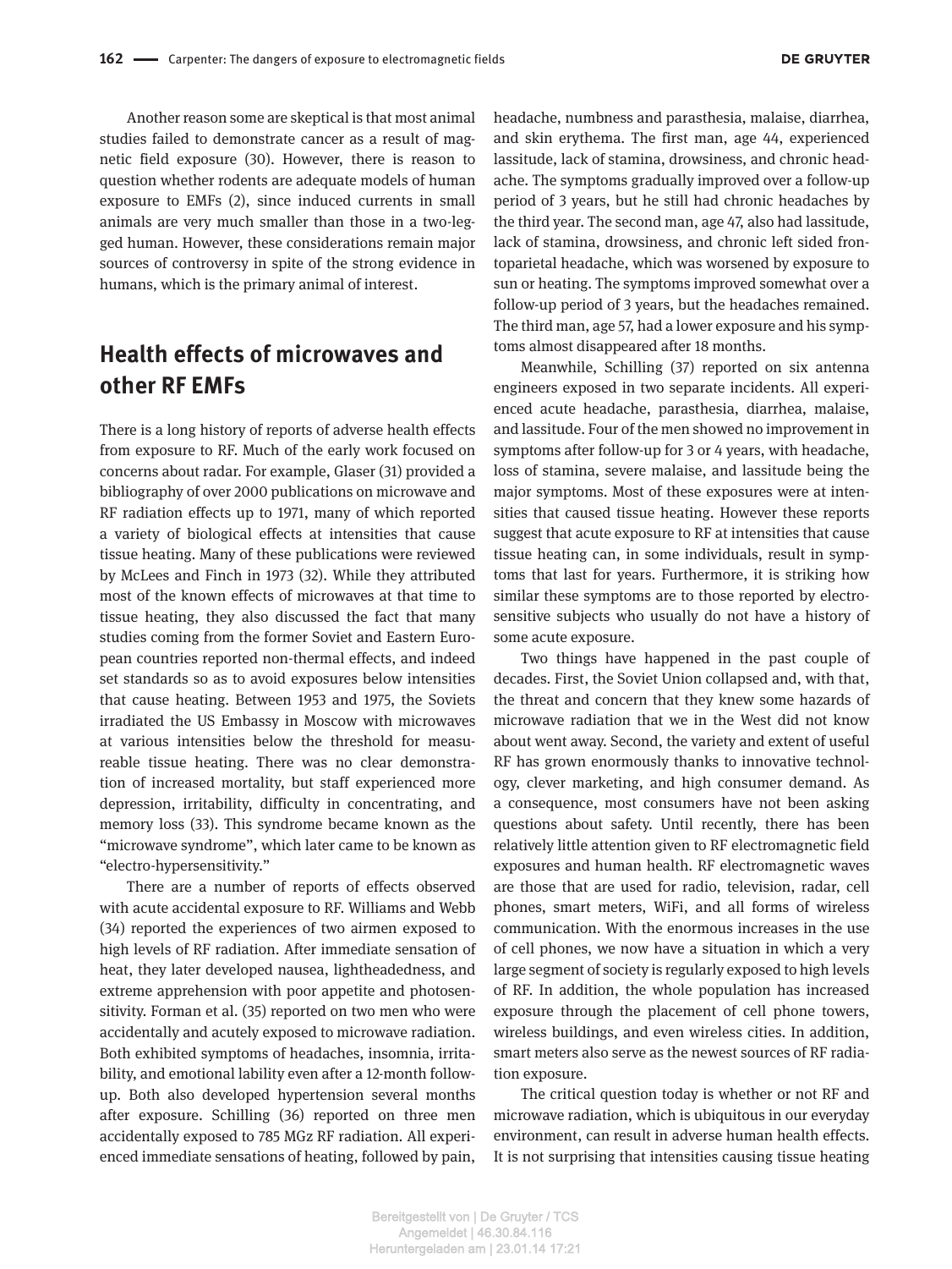Another reason some are skeptical is that most animal studies failed to demonstrate cancer as a result of magnetic field exposure (30). However, there is reason to question whether rodents are adequate models of human exposure to EMFs (2), since induced currents in small animals are very much smaller than those in a two-legged human. However, these considerations remain major sources of controversy in spite of the strong evidence in humans, which is the primary animal of interest.

## Health effects of microwaves and other RF EMFs

There is a long history of reports of adverse health effects from exposure to RF. Much of the early work focused on concerns about radar. For example, Glaser (31) provided a bibliography of over 2000 publications on microwave and RF radiation effects up to 1971, many of which reported a variety of biological effects at intensities that cause tissue heating. Many of these publications were reviewed by McLees and Finch in 1973 (32). While they attributed most of the known effects of microwaves at that time to tissue heating, they also discussed the fact that many studies coming from the former Soviet and Eastern European countries reported non-thermal effects, and indeed set standards so as to avoid exposures below intensities that cause heating. Between 1953 and 1975, the Soviets irradiated the US Embassy in Moscow with microwaves at various intensities below the threshold for measureable tissue heating. There was no clear demonstration of increased mortality, but staff experienced more depression, irritability, difficulty in concentrating, and memory loss (33). This syndrome became known as the "microwave syndrome", which later came to be known as "electro-hypersensitivity."

There are a number of reports of effects observed with acute accidental exposure to RF. Williams and Webb (34) reported the experiences of two airmen exposed to high levels of RF radiation. After immediate sensation of heat, they later developed nausea, lightheadedness, and extreme apprehension with poor appetite and photosensitivity. Forman et al. (35) reported on two men who were accidentally and acutely exposed to microwave radiation. Both exhibited symptoms of headaches, insomnia, irritability, and emotional lability even after a 12-month follow-up. Both also developed hypertension several months after exposure. Schilling (36) reported on three men accidentally exposed to 785 MGz RF radiation. All experienced immediate sensations of heating, followed by pain, headache, numbness and parasthesia, malaise, diarrhea, and skin erythema. The first man, age 44, experienced lassitude, lack of stamina, drowsiness, and chronic headache. The symptoms gradually improved over a follow-up period of 3 years, but he still had chronic headaches by the third year. The second man, age 47, also had lassitude, lack of stamina, drowsiness, and chronic left sided frontoparietal headache, which was worsened by exposure to sun or heating. The symptoms improved somewhat over a follow-up period of 3 years, but the headaches remained. The third man, age 57, had a lower exposure and his symptoms almost disappeared after 18 months.

Meanwhile, Schilling (37) reported on six antenna engineers exposed in two separate incidents. All experienced acute headache, parasthesia, diarrhea, malaise, and lassitude. Four of the men showed no improvement in symptoms after follow-up for 3 or 4 years, with headache, loss of stamina, severe malaise, and lassitude being the major symptoms. Most of these exposures were at intensities that caused tissue heating. However these reports suggest that acute exposure to RF at intensities that cause tissue heating can, in some individuals, result in symptoms that last for years. Furthermore, it is striking how similar these symptoms are to those reported by electrosensitive subjects who usually do not have a history of some acute exposure.

Two things have happened in the past couple of decades. First, the Soviet Union collapsed and, with that, the threat and concern that they knew some hazards of microwave radiation that we in the West did not know about went away. Second, the variety and extent of useful RF has grown enormously thanks to innovative technology, clever marketing, and high consumer demand. As a consequence, most consumers have not been asking questions about safety. Until recently, there has been relatively little attention given to RF electromagnetic field exposures and human health. RF electromagnetic waves are those that are used for radio, television, radar, cell phones, smart meters, WiFi, and all forms of wireless communication. With the enormous increases in the use of cell phones, we now have a situation in which a very large segment of society is regularly exposed to high levels of RF. In addition, the whole population has increased exposure through the placement of cell phone towers, wireless buildings, and even wireless cities. In addition, smart meters also serve as the newest sources of RF radiation exposure.

The critical question today is whether or not RF and microwave radiation, which is ubiquitous in our everyday environment, can result in adverse human health effects. It is not surprising that intensities causing tissue heating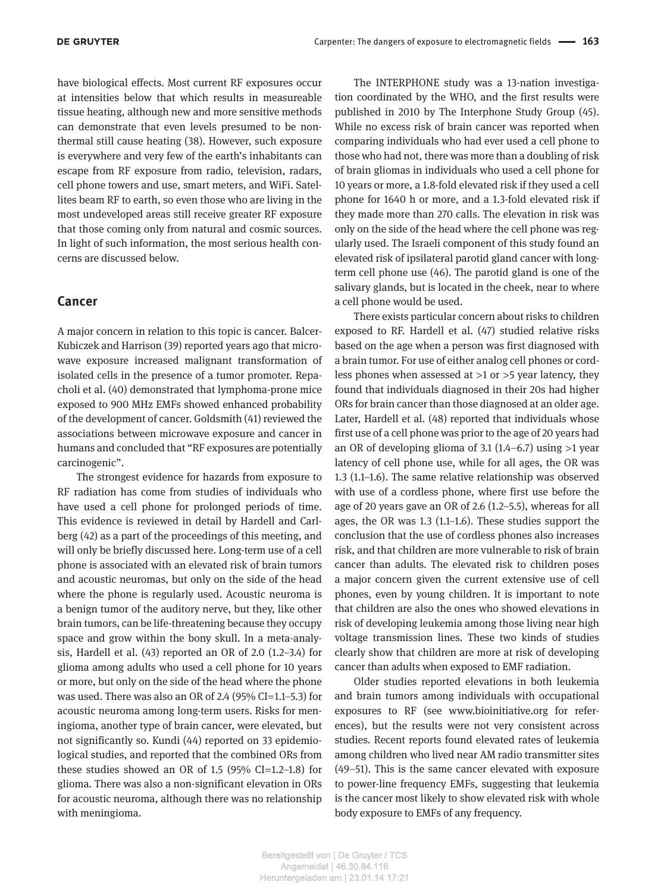have biological effects. Most current RF exposures occur at intensities below that which results in measureable tissue heating, although new and more sensitive methods can demonstrate that even levels presumed to be non-thermal still cause heating (38). However, such exposure is everywhere and very few of the earth's inhabitants can escape from RF exposure from radio, television, radars, cell phone towers and use, smart meters, and WiFi. Satellites beam RF to earth, so even those who are living in the most undeveloped areas still receive greater RF exposure that those coming only from natural and cosmic sources. In light of such information, the most serious health concerns are discussed below.

## Cancer

A major concern in relation to this topic is cancer. Balcer-Kubiczek and Harrison (39) reported years ago that microwave exposure increased malignant transformation of isolated cells in the presence of a tumor promoter. Repacholi et al. (40) demonstrated that lymphoma-prone mice exposed to 900 MHz EMFs showed enhanced probability of the development of cancer. Goldsmith (41) reviewed the associations between microwave exposure and cancer in humans and concluded that "RF exposures are potentially carcinogenic".

The strongest evidence for hazards from exposure to RF radiation has come from studies of individuals who have used a cell phone for prolonged periods of time. This evidence is reviewed in detail by Hardell and Carlberg (42) as a part of the proceedings of this meeting, and will only be briefly discussed here. Long-term use of a cell phone is associated with an elevated risk of brain tumors and acoustic neuromas, but only on the side of the head where the phone is regularly used. Acoustic neuroma is a benign tumor of the auditory nerve, but they, like other brain tumors, can be life-threatening because they occupy space and grow within the bony skull. In a meta-analysis, Hardell et al. (43) reported an OR of 2.0 (1.2–3.4) for glioma among adults who used a cell phone for 10 years or more, but only on the side of the head where the phone was used. There was also an OR of 2.4 (95% CI=1.1–5.3) for acoustic neuroma among long-term users. Risks for meningioma, another type of brain cancer, were elevated, but not significantly so. Kundi (44) reported on 33 epidemiological studies, and reported that the combined ORs from these studies showed an OR of 1.5 (95% CI=1.2–1.8) for glioma. There was also a non-significant elevation in ORs for acoustic neuroma, although there was no relationship with meningioma.

The INTERPHONE study was a 13-nation investigation coordinated by the WHO, and the first results were published in 2010 by The Interphone Study Group (45). While no excess risk of brain cancer was reported when comparing individuals who had ever used a cell phone to those who had not, there was more than a doubling of risk of brain gliomas in individuals who used a cell phone for 10 years or more, a 1.8-fold elevated risk if they used a cell phone for 1640 h or more, and a 1.3-fold elevated risk if they made more than 270 calls. The elevation in risk was only on the side of the head where the cell phone was regularly used. The Israeli component of this study found an elevated risk of ipsilateral parotid gland cancer with long-term cell phone use (46). The parotid gland is one of the salivary glands, but is located in the cheek, near to where a cell phone would be used.

There exists particular concern about risks to children exposed to RF. Hardell et al. (47) studied relative risks based on the age when a person was first diagnosed with a brain tumor. For use of either analog cell phones or cordless phones when assessed at >1 or >5 year latency, they found that individuals diagnosed in their 20s had higher ORs for brain cancer than those diagnosed at an older age. Later, Hardell et al. (48) reported that individuals whose first use of a cell phone was prior to the age of 20 years had an OR of developing glioma of 3.1 (1.4–6.7) using >1 year latency of cell phone use, while for all ages, the OR was 1.3 (1.1–1.6). The same relative relationship was observed with use of a cordless phone, where first use before the age of 20 years gave an OR of 2.6 (1.2–5.5), whereas for all ages, the OR was 1.3 (1.1–1.6). These studies support the conclusion that the use of cordless phones also increases risk, and that children are more vulnerable to risk of brain cancer than adults. The elevated risk to children poses a major concern given the current extensive use of cell phones, even by young children. It is important to note that children are also the ones who showed elevations in risk of developing leukemia among those living near high voltage transmission lines. These two kinds of studies clearly show that children are more at risk of developing cancer than adults when exposed to EMF radiation.

Older studies reported elevations in both leukemia and brain tumors among individuals with occupational exposures to RF (see www.bioinitiative.org for references), but the results were not very consistent across studies. Recent reports found elevated rates of leukemia among children who lived near AM radio transmitter sites (49–51). This is the same cancer elevated with exposure to power-line frequency EMFs, suggesting that leukemia is the cancer most likely to show elevated risk with whole body exposure to EMFs of any frequency.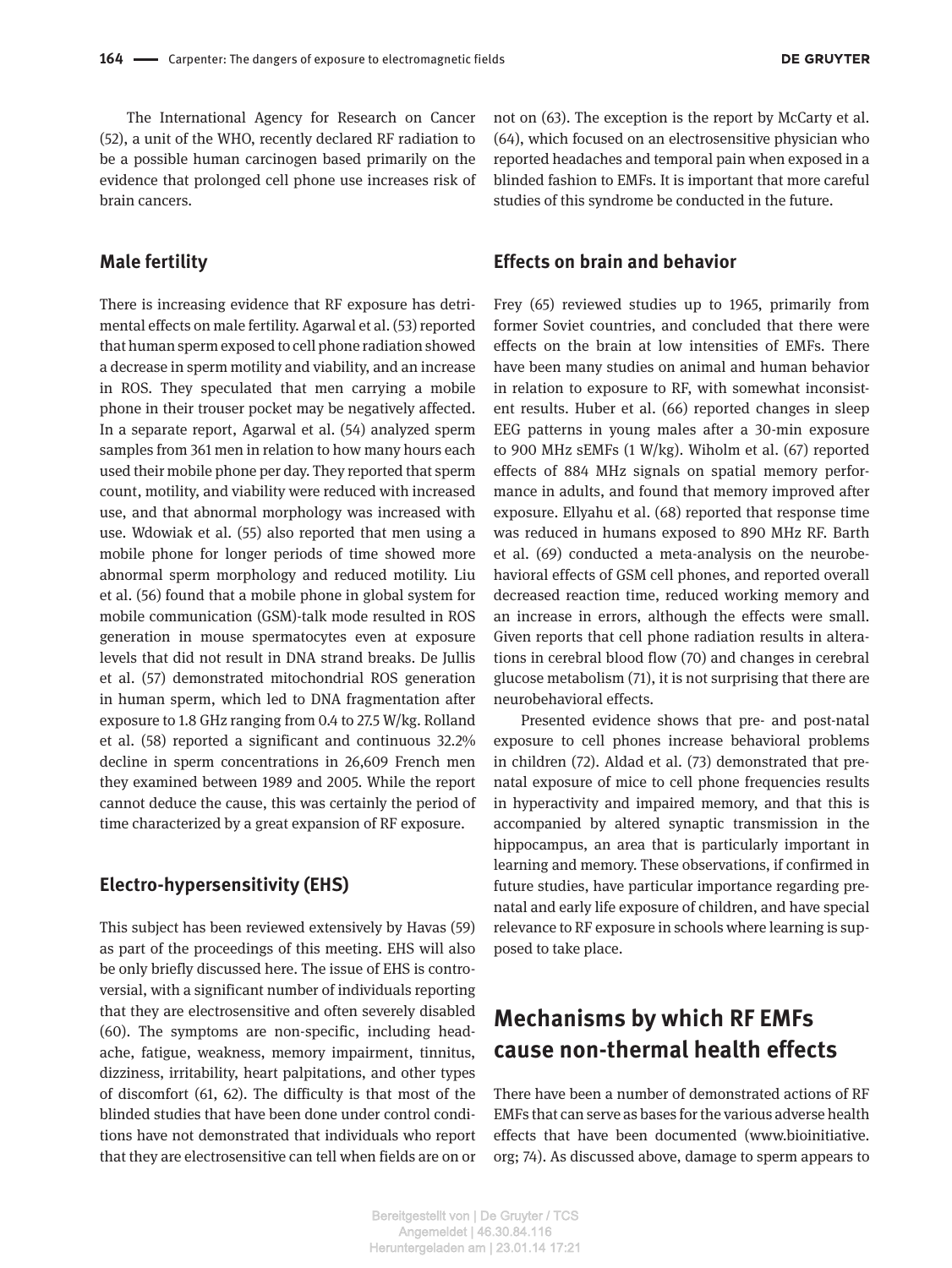The International Agency for Research on Cancer (52), a unit of the WHO, recently declared RF radiation to be a possible human carcinogen based primarily on the evidence that prolonged cell phone use increases risk of brain cancers.

## Male fertility

There is increasing evidence that RF exposure has detrimental effects on male fertility. Agarwal et al. (53) reported that human sperm exposed to cell phone radiation showed a decrease in sperm motility and viability, and an increase in ROS. They speculated that men carrying a mobile phone in their trouser pocket may be negatively affected. In a separate report, Agarwal et al. (54) analyzed sperm samples from 361 men in relation to how many hours each used their mobile phone per day. They reported that sperm count, motility, and viability were reduced with increased use, and that abnormal morphology was increased with use. Wdowiak et al. (55) also reported that men using a mobile phone for longer periods of time showed more abnormal sperm morphology and reduced motility. Liu et al. (56) found that a mobile phone in global system for mobile communication (GSM)-talk mode resulted in ROS generation in mouse spermatocytes even at exposure levels that did not result in DNA strand breaks. De Jullis et al. (57) demonstrated mitochondrial ROS generation in human sperm, which led to DNA fragmentation after exposure to 1.8 GHz ranging from 0.4 to 27.5 W/kg. Rolland et al. (58) reported a significant and continuous 32.2% decline in sperm concentrations in 26,609 French men they examined between 1989 and 2005. While the report cannot deduce the cause, this was certainly the period of time characterized by a great expansion of RF exposure.

## Electro-hypersensitivity (EHS)

This subject has been reviewed extensively by Havas (59) as part of the proceedings of this meeting. EHS will also be only briefly discussed here. The issue of EHS is controversial, with a significant number of individuals reporting that they are electrosensitive and often severely disabled (60). The symptoms are non-specific, including headache, fatigue, weakness, memory impairment, tinnitus, dizziness, irritability, heart palpitations, and other types of discomfort (61, 62). The difficulty is that most of the blinded studies that have been done under control conditions have not demonstrated that individuals who report that they are electrosensitive can tell when fields are on or not on (63). The exception is the report by McCarty et al. (64), which focused on an electrosensitive physician who reported headaches and temporal pain when exposed in a blinded fashion to EMFs. It is important that more careful studies of this syndrome be conducted in the future.

## Effects on brain and behavior

Frey (65) reviewed studies up to 1965, primarily from former Soviet countries, and concluded that there were effects on the brain at low intensities of EMFs. There have been many studies on animal and human behavior in relation to exposure to RF, with somewhat inconsistent results. Huber et al. (66) reported changes in sleep EEG patterns in young males after a 30-min exposure to 900 MHz sEMFs (1 W/kg). Wiholm et al. (67) reported effects of 884 MHz signals on spatial memory performance in adults, and found that memory improved after exposure. Ellyahu et al. (68) reported that response time was reduced in humans exposed to 890 MHz RF. Barth et al. (69) conducted a meta-analysis on the neurobehavioral effects of GSM cell phones, and reported overall decreased reaction time, reduced working memory and an increase in errors, although the effects were small. Given reports that cell phone radiation results in alterations in cerebral blood flow (70) and changes in cerebral glucose metabolism (71), it is not surprising that there are neurobehavioral effects.

Presented evidence shows that pre- and post-natal exposure to cell phones increase behavioral problems in children (72). Aldad et al. (73) demonstrated that prenatal exposure of mice to cell phone frequencies results in hyperactivity and impaired memory, and that this is accompanied by altered synaptic transmission in the hippocampus, an area that is particularly important in learning and memory. These observations, if confirmed in future studies, have particular importance regarding prenatal and early life exposure of children, and have special relevance to RF exposure in schools where learning is supposed to take place.

# Mechanisms by which RF EMFs cause non-thermal health effects

There have been a number of demonstrated actions of RF EMFs that can serve as bases for the various adverse health effects that have been documented (www.bioinitiative.org; 74). As discussed above, damage to sperm appears to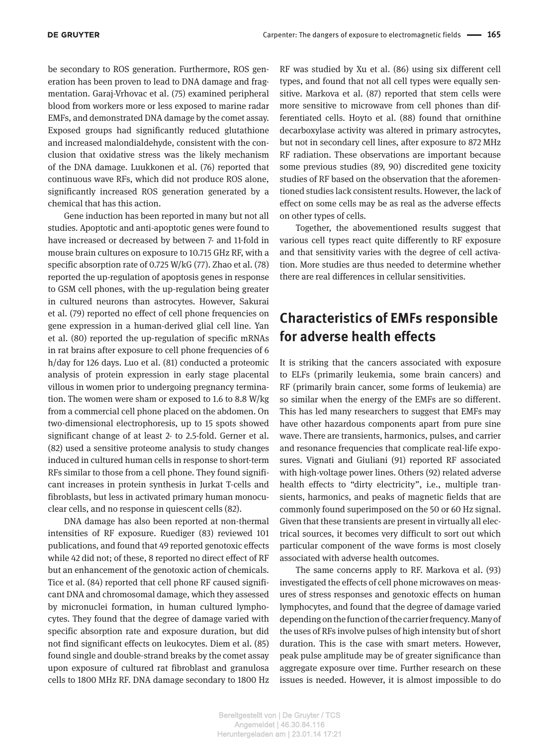be secondary to ROS generation. Furthermore, ROS generation has been proven to lead to DNA damage and fragmentation. Garaj-Vrhovac et al. (75) examined peripheral blood from workers more or less exposed to marine radar EMFs, and demonstrated DNA damage by the comet assay. Exposed groups had significantly reduced glutathione and increased malondialdehyde, consistent with the conclusion that oxidative stress was the likely mechanism of the DNA damage. Luukkonen et al. (76) reported that continuous wave RFs, which did not produce ROS alone, significantly increased ROS generation generated by a chemical that has this action.

Gene induction has been reported in many but not all studies. Apoptotic and anti-apoptotic genes were found to have increased or decreased by between 7- and 11-fold in mouse brain cultures on exposure to 10.715 GHz RF, with a specific absorption rate of 0.725 W/kG (77). Zhao et al. (78) reported the up-regulation of apoptosis genes in response to GSM cell phones, with the up-regulation being greater in cultured neurons than astrocytes. However, Sakurai et al. (79) reported no effect of cell phone frequencies on gene expression in a human-derived glial cell line. Yan et al. (80) reported the up-regulation of specific mRNAs in rat brains after exposure to cell phone frequencies of 6 h/day for 126 days. Luo et al. (81) conducted a proteomic analysis of protein expression in early stage placental villous in women prior to undergoing pregnancy termination. The women were sham or exposed to 1.6 to 8.8 W/kg from a commercial cell phone placed on the abdomen. On two-dimensional electrophoresis, up to 15 spots showed significant change of at least 2- to 2.5-fold. Gerner et al. (82) used a sensitive proteome analysis to study changes induced in cultured human cells in response to short-term RFs similar to those from a cell phone. They found significant increases in protein synthesis in Jurkat T-cells and fibroblasts, but less in activated primary human mononuclear cells, and no response in quiescent cells (82).

DNA damage has also been reported at non-thermal intensities of RF exposure. Ruediger (83) reviewed 101 publications, and found that 49 reported genotoxic effects while 42 did not; of these, 8 reported no direct effect of RF but an enhancement of the genotoxic action of chemicals. Tice et al. (84) reported that cell phone RF caused significant DNA and chromosomal damage, which they assessed by micronuclei formation, in human cultured lymphocytes. They found that the degree of damage varied with specific absorption rate and exposure duration, but did not find significant effects on leukocytes. Diem et al. (85) found single and double-strand breaks by the comet assay upon exposure of cultured rat fibroblast and granulosa cells to 1800 MHz RF. DNA damage secondary to 1800 Hz RF was studied by Xu et al. (86) using six different cell types, and found that not all cell types were equally sensitive. Markova et al. (87) reported that stem cells were more sensitive to microwave from cell phones than differentiated cells. Hoyto et al. (88) found that ornithine decarboxylase activity was altered in primary astrocytes, but not in secondary cell lines, after exposure to 872 MHz RF radiation. These observations are important because some previous studies (89, 90) discredited gene toxicity studies of RF based on the observation that the aforementioned studies lack consistent results. However, the lack of effect on some cells may be as real as the adverse effects on other types of cells.

Together, the abovementioned results suggest that various cell types react quite differently to RF exposure and that sensitivity varies with the degree of cell activation. More studies are thus needed to determine whether there are real differences in cellular sensitivities.

## Characteristics of EMFs responsible for adverse health effects

It is striking that the cancers associated with exposure to ELFs (primarily leukemia, some brain cancers) and RF (primarily brain cancer, some forms of leukemia) are so similar when the energy of the EMFs are so different. This has led many researchers to suggest that EMFs may have other hazardous components apart from pure sine wave. There are transients, harmonics, pulses, and carrier and resonance frequencies that complicate real-life exposures. Vignati and Giuliani (91) reported RF associated with high-voltage power lines. Others (92) related adverse health effects to "dirty electricity", i.e., multiple transients, harmonics, and peaks of magnetic fields that are commonly found superimposed on the 50 or 60 Hz signal. Given that these transients are present in virtually all electrical sources, it becomes very difficult to sort out which particular component of the wave forms is most closely associated with adverse health outcomes.

The same concerns apply to RF. Markova et al. (93) investigated the effects of cell phone microwaves on measures of stress responses and genotoxic effects on human lymphocytes, and found that the degree of damage varied depending on the function of the carrier frequency. Many of the uses of RFs involve pulses of high intensity but of short duration. This is the case with smart meters. However, peak pulse amplitude may be of greater significance than aggregate exposure over time. Further research on these issues is needed. However, it is almost impossible to do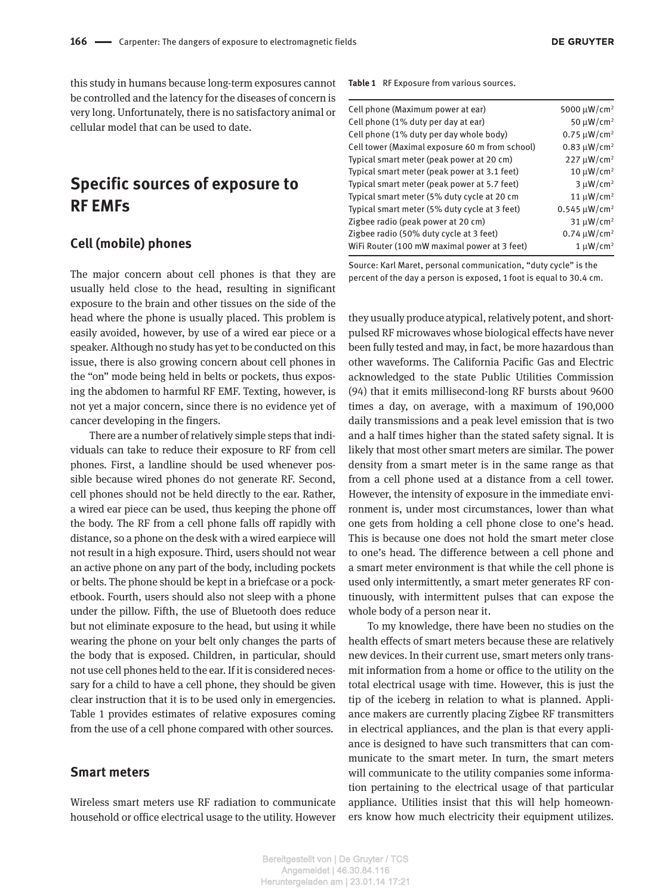this study in humans because long-term exposures cannot be controlled and the latency for the diseases of concern is very long. Unfortunately, there is no satisfactory animal or cellular model that can be used to date.

## Specific sources of exposure to RF EMFs

### Cell (mobile) phones

The major concern about cell phones is that they are usually held close to the head, resulting in significant exposure to the brain and other tissues on the side of the head where the phone is usually placed. This problem is easily avoided, however, by use of a wired ear piece or a speaker. Although no study has yet to be conducted on this issue, there is also growing concern about cell phones in the "on" mode being held in belts or pockets, thus exposing the abdomen to harmful RF EMF. Texting, however, is not yet a major concern, since there is no evidence yet of cancer developing in the fingers.

There are a number of relatively simple steps that individuals can take to reduce their exposure to RF from cell phones. First, a landline should be used whenever possible because wired phones do not generate RF. Second, cell phones should not be held directly to the ear. Rather, a wired ear piece can be used, thus keeping the phone off the body. The RF from a cell phone falls off rapidly with distance, so a phone on the desk with a wired earpiece will not result in a high exposure. Third, users should not wear an active phone on any part of the body, including pockets or belts. The phone should be kept in a briefcase or a pocketbook. Fourth, users should also not sleep with a phone under the pillow. Fifth, the use of Bluetooth does reduce but not eliminate exposure to the head, but using it while wearing the phone on your belt only changes the parts of the body that is exposed. Children, in particular, should not use cell phones held to the ear. If it is considered necessary for a child to have a cell phone, they should be given clear instruction that it is to be used only in emergencies. Table 1 provides estimates of relative exposures coming from the use of a cell phone compared with other sources.

**Table 1** RF Exposure from various sources.

| | |
|---|---|
| Cell phone (Maximum power at ear) | 5000 μW/cm² |
| Cell phone (1% duty per day at ear) | 50 μW/cm² |
| Cell phone (1% duty per day whole body) | 0.75 μW/cm² |
| Cell tower (Maximal exposure 60 m from school) | 0.83 μW/cm² |
| Typical smart meter (peak power at 20 cm) | 227 μW/cm² |
| Typical smart meter (peak power at 3.1 feet) | 10 μW/cm² |
| Typical smart meter (peak power at 5.7 feet) | 3 μW/cm² |
| Typical smart meter (5% duty cycle at 20 cm | 11 μW/cm² |
| Typical smart meter (5% duty cycle at 3 feet) | 0.545 μW/cm² |
| Zigbee radio (peak power at 20 cm) | 31 μW/cm² |
| Zigbee radio (50% duty cycle at 3 feet) | 0.74 μW/cm² |
| WiFi Router (100 mW maximal power at 3 feet) | 1 μW/cm² |

Source: Karl Maret, personal communication, "duty cycle" is the percent of the day a person is exposed, 1 foot is equal to 30.4 cm.

### Smart meters

Wireless smart meters use RF radiation to communicate household or office electrical usage to the utility. However they usually produce atypical, relatively potent, and short-pulsed RF microwaves whose biological effects have never been fully tested and may, in fact, be more hazardous than other waveforms. The California Pacific Gas and Electric acknowledged to the state Public Utilities Commission (94) that it emits millisecond-long RF bursts about 9600 times a day, on average, with a maximum of 190,000 daily transmissions and a peak level emission that is two and a half times higher than the stated safety signal. It is likely that most other smart meters are similar. The power density from a smart meter is in the same range as that from a cell phone used at a distance from a cell tower. However, the intensity of exposure in the immediate environment is, under most circumstances, lower than what one gets from holding a cell phone close to one's head. This is because one does not hold the smart meter close to one's head. The difference between a cell phone and a smart meter environment is that while the cell phone is used only intermittently, a smart meter generates RF continuously, with intermittent pulses that can expose the whole body of a person near it.

To my knowledge, there have been no studies on the health effects of smart meters because these are relatively new devices. In their current use, smart meters only transmit information from a home or office to the utility on the total electrical usage with time. However, this is just the tip of the iceberg in relation to what is planned. Appliance makers are currently placing Zigbee RF transmitters in electrical appliances, and the plan is that every appliance is designed to have such transmitters that can communicate to the smart meter. In turn, the smart meters will communicate to the utility companies some information pertaining to the electrical usage of that particular appliance. Utilities insist that this will help homeowners know how much electricity their equipment utilizes.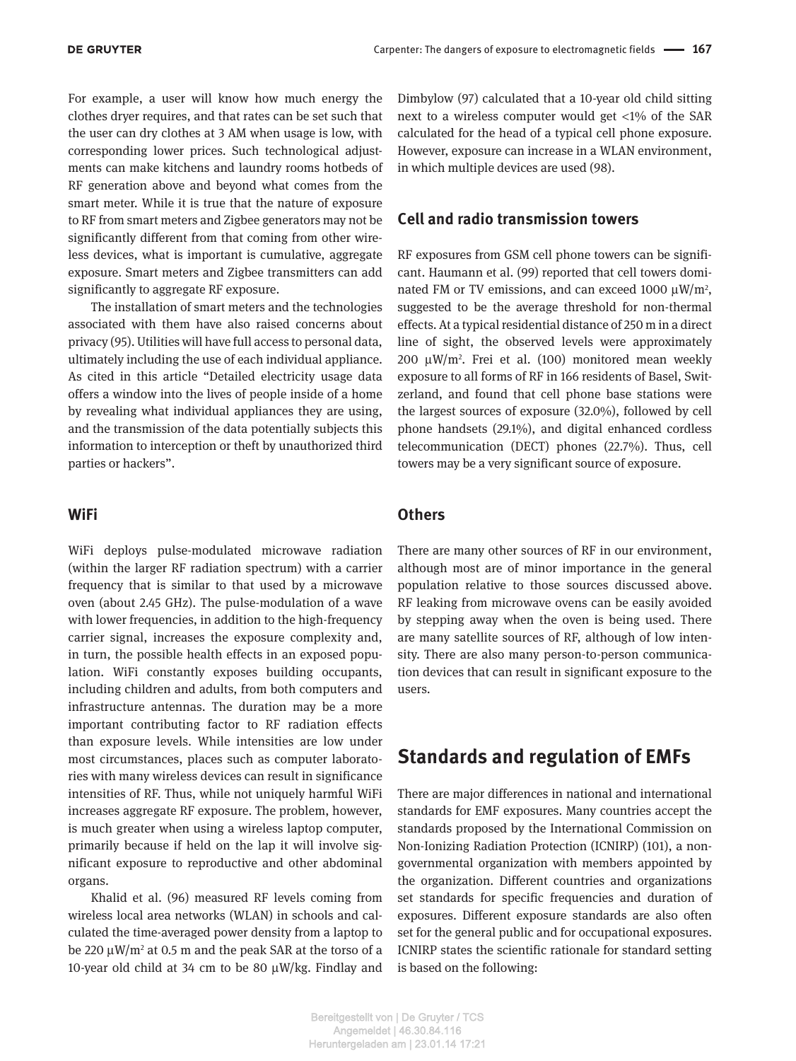For example, a user will know how much energy the clothes dryer requires, and that rates can be set such that the user can dry clothes at 3 AM when usage is low, with corresponding lower prices. Such technological adjustments can make kitchens and laundry rooms hotbeds of RF generation above and beyond what comes from the smart meter. While it is true that the nature of exposure to RF from smart meters and Zigbee generators may not be significantly different from that coming from other wireless devices, what is important is cumulative, aggregate exposure. Smart meters and Zigbee transmitters can add significantly to aggregate RF exposure.

The installation of smart meters and the technologies associated with them have also raised concerns about privacy (95). Utilities will have full access to personal data, ultimately including the use of each individual appliance. As cited in this article "Detailed electricity usage data offers a window into the lives of people inside of a home by revealing what individual appliances they are using, and the transmission of the data potentially subjects this information to interception or theft by unauthorized third parties or hackers".

## WiFi

WiFi deploys pulse-modulated microwave radiation (within the larger RF radiation spectrum) with a carrier frequency that is similar to that used by a microwave oven (about 2.45 GHz). The pulse-modulation of a wave with lower frequencies, in addition to the high-frequency carrier signal, increases the exposure complexity and, in turn, the possible health effects in an exposed population. WiFi constantly exposes building occupants, including children and adults, from both computers and infrastructure antennas. The duration may be a more important contributing factor to RF radiation effects than exposure levels. While intensities are low under most circumstances, places such as computer laboratories with many wireless devices can result in significance intensities of RF. Thus, while not uniquely harmful WiFi increases aggregate RF exposure. The problem, however, is much greater when using a wireless laptop computer, primarily because if held on the lap it will involve significant exposure to reproductive and other abdominal organs.

Khalid et al. (96) measured RF levels coming from wireless local area networks (WLAN) in schools and calculated the time-averaged power density from a laptop to be 220 μW/m$^2$ at 0.5 m and the peak SAR at the torso of a 10-year old child at 34 cm to be 80 μW/kg. Findlay and Dimbylow (97) calculated that a 10-year old child sitting next to a wireless computer would get <1% of the SAR calculated for the head of a typical cell phone exposure. However, exposure can increase in a WLAN environment, in which multiple devices are used (98).

## Cell and radio transmission towers

RF exposures from GSM cell phone towers can be significant. Haumann et al. (99) reported that cell towers dominated FM or TV emissions, and can exceed 1000 μW/m$^2$, suggested to be the average threshold for non-thermal effects. At a typical residential distance of 250 m in a direct line of sight, the observed levels were approximately 200 μW/m$^2$. Frei et al. (100) monitored mean weekly exposure to all forms of RF in 166 residents of Basel, Switzerland, and found that cell phone base stations were the largest sources of exposure (32.0%), followed by cell phone handsets (29.1%), and digital enhanced cordless telecommunication (DECT) phones (22.7%). Thus, cell towers may be a very significant source of exposure.

## Others

There are many other sources of RF in our environment, although most are of minor importance in the general population relative to those sources discussed above. RF leaking from microwave ovens can be easily avoided by stepping away when the oven is being used. There are many satellite sources of RF, although of low intensity. There are also many person-to-person communication devices that can result in significant exposure to the users.

# Standards and regulation of EMFs

There are major differences in national and international standards for EMF exposures. Many countries accept the standards proposed by the International Commission on Non-Ionizing Radiation Protection (ICNIRP) (101), a non-governmental organization with members appointed by the organization. Different countries and organizations set standards for specific frequencies and duration of exposures. Different exposure standards are also often set for the general public and for occupational exposures. ICNIRP states the scientific rationale for standard setting is based on the following: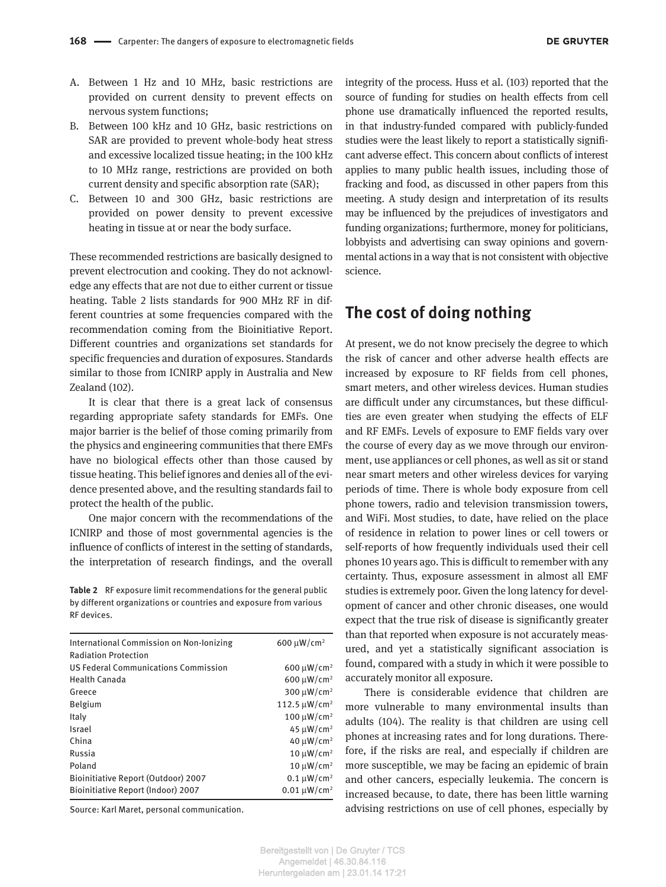A. Between 1 Hz and 10 MHz, basic restrictions are provided on current density to prevent effects on nervous system functions;
B. Between 100 kHz and 10 GHz, basic restrictions on SAR are provided to prevent whole-body heat stress and excessive localized tissue heating; in the 100 kHz to 10 MHz range, restrictions are provided on both current density and specific absorption rate (SAR);
C. Between 10 and 300 GHz, basic restrictions are provided on power density to prevent excessive heating in tissue at or near the body surface.

These recommended restrictions are basically designed to prevent electrocution and cooking. They do not acknowledge any effects that are not due to either current or tissue heating. Table 2 lists standards for 900 MHz RF in different countries at some frequencies compared with the recommendation coming from the Bioinitiative Report. Different countries and organizations set standards for specific frequencies and duration of exposures. Standards similar to those from ICNIRP apply in Australia and New Zealand (102).

It is clear that there is a great lack of consensus regarding appropriate safety standards for EMFs. One major barrier is the belief of those coming primarily from the physics and engineering communities that there EMFs have no biological effects other than those caused by tissue heating. This belief ignores and denies all of the evidence presented above, and the resulting standards fail to protect the health of the public.

One major concern with the recommendations of the ICNIRP and those of most governmental agencies is the influence of conflicts of interest in the setting of standards, the interpretation of research findings, and the overall integrity of the process. Huss et al. (103) reported that the source of funding for studies on health effects from cell phone use dramatically influenced the reported results, in that industry-funded compared with publicly-funded studies were the least likely to report a statistically significant adverse effect. This concern about conflicts of interest applies to many public health issues, including those of fracking and food, as discussed in other papers from this meeting. A study design and interpretation of its results may be influenced by the prejudices of investigators and funding organizations; furthermore, money for politicians, lobbyists and advertising can sway opinions and governmental actions in a way that is not consistent with objective science.

**Table 2** RF exposure limit recommendations for the general public by different organizations or countries and exposure from various RF devices.

| | |
|---|---|
| International Commission on Non-Ionizing Radiation Protection | 600 μW/cm² |
| US Federal Communications Commission | 600 μW/cm² |
| Health Canada | 600 μW/cm² |
| Greece | 300 μW/cm² |
| Belgium | 112.5 μW/cm² |
| Italy | 100 μW/cm² |
| Israel | 45 μW/cm² |
| China | 40 μW/cm² |
| Russia | 10 μW/cm² |
| Poland | 10 μW/cm² |
| Bioinitiative Report (Outdoor) 2007 | 0.1 μW/cm² |
| Bioinitiative Report (Indoor) 2007 | 0.01 μW/cm² |

Source: Karl Maret, personal communication.

## The cost of doing nothing

At present, we do not know precisely the degree to which the risk of cancer and other adverse health effects are increased by exposure to RF fields from cell phones, smart meters, and other wireless devices. Human studies are difficult under any circumstances, but these difficulties are even greater when studying the effects of ELF and RF EMFs. Levels of exposure to EMF fields vary over the course of every day as we move through our environment, use appliances or cell phones, as well as sit or stand near smart meters and other wireless devices for varying periods of time. There is whole body exposure from cell phone towers, radio and television transmission towers, and WiFi. Most studies, to date, have relied on the place of residence in relation to power lines or cell towers or self-reports of how frequently individuals used their cell phones 10 years ago. This is difficult to remember with any certainty. Thus, exposure assessment in almost all EMF studies is extremely poor. Given the long latency for development of cancer and other chronic diseases, one would expect that the true risk of disease is significantly greater than that reported when exposure is not accurately measured, and yet a statistically significant association is found, compared with a study in which it were possible to accurately monitor all exposure.

There is considerable evidence that children are more vulnerable to many environmental insults than adults (104). The reality is that children are using cell phones at increasing rates and for long durations. Therefore, if the risks are real, and especially if children are more susceptible, we may be facing an epidemic of brain and other cancers, especially leukemia. The concern is increased because, to date, there has been little warning advising restrictions on use of cell phones, especially by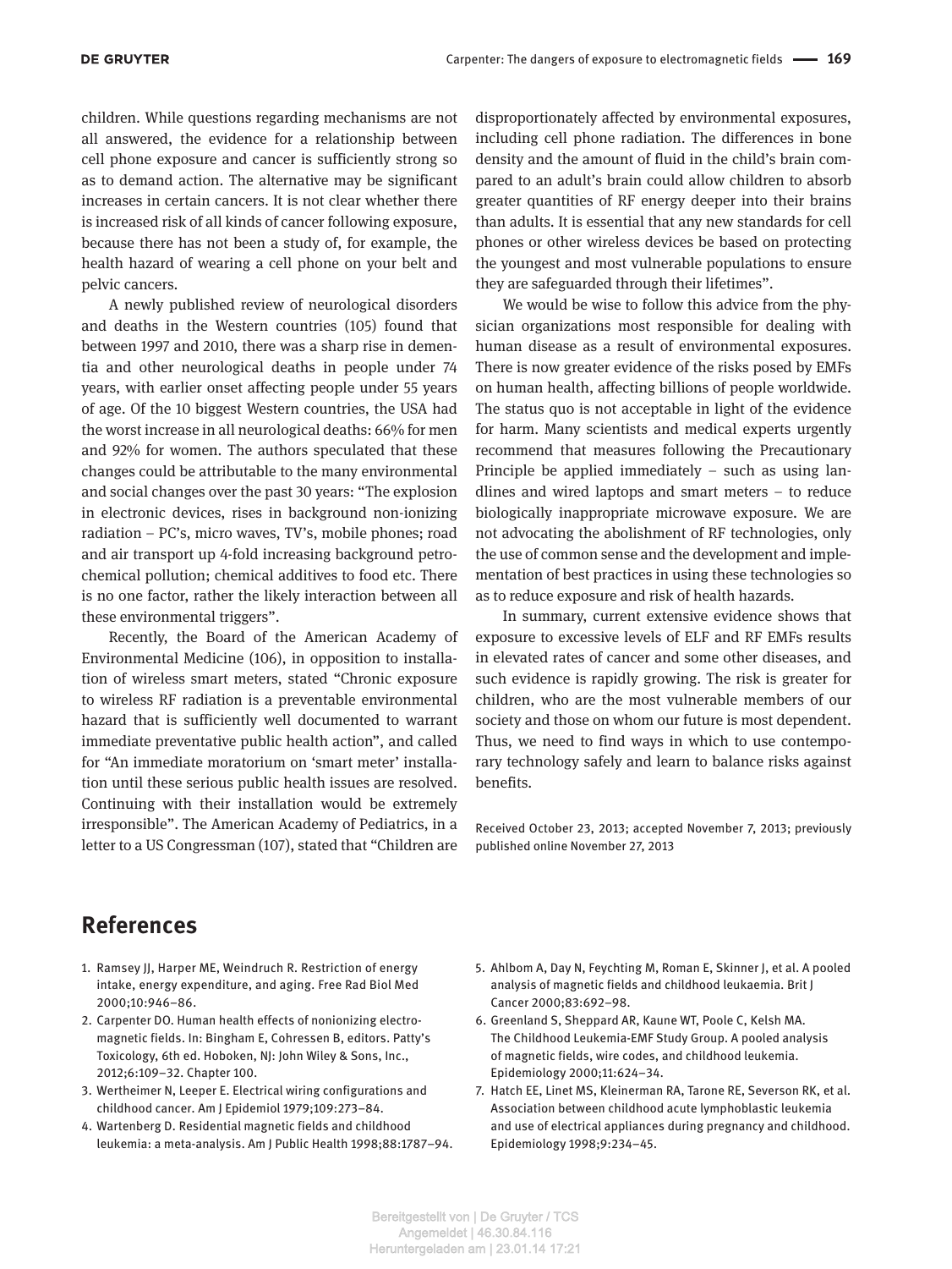children. While questions regarding mechanisms are not all answered, the evidence for a relationship between cell phone exposure and cancer is sufficiently strong so as to demand action. The alternative may be significant increases in certain cancers. It is not clear whether there is increased risk of all kinds of cancer following exposure, because there has not been a study of, for example, the health hazard of wearing a cell phone on your belt and pelvic cancers.

A newly published review of neurological disorders and deaths in the Western countries (105) found that between 1997 and 2010, there was a sharp rise in dementia and other neurological deaths in people under 74 years, with earlier onset affecting people under 55 years of age. Of the 10 biggest Western countries, the USA had the worst increase in all neurological deaths: 66% for men and 92% for women. The authors speculated that these changes could be attributable to the many environmental and social changes over the past 30 years: "The explosion in electronic devices, rises in background non-ionizing radiation – PC's, micro waves, TV's, mobile phones; road and air transport up 4-fold increasing background petrochemical pollution; chemical additives to food etc. There is no one factor, rather the likely interaction between all these environmental triggers".

Recently, the Board of the American Academy of Environmental Medicine (106), in opposition to installation of wireless smart meters, stated "Chronic exposure to wireless RF radiation is a preventable environmental hazard that is sufficiently well documented to warrant immediate preventative public health action", and called for "An immediate moratorium on 'smart meter' installation until these serious public health issues are resolved. Continuing with their installation would be extremely irresponsible". The American Academy of Pediatrics, in a letter to a US Congressman (107), stated that "Children are disproportionately affected by environmental exposures, including cell phone radiation. The differences in bone density and the amount of fluid in the child's brain compared to an adult's brain could allow children to absorb greater quantities of RF energy deeper into their brains than adults. It is essential that any new standards for cell phones or other wireless devices be based on protecting the youngest and most vulnerable populations to ensure they are safeguarded through their lifetimes".

We would be wise to follow this advice from the physician organizations most responsible for dealing with human disease as a result of environmental exposures. There is now greater evidence of the risks posed by EMFs on human health, affecting billions of people worldwide. The status quo is not acceptable in light of the evidence for harm. Many scientists and medical experts urgently recommend that measures following the Precautionary Principle be applied immediately – such as using landlines and wired laptops and smart meters – to reduce biologically inappropriate microwave exposure. We are not advocating the abolishment of RF technologies, only the use of common sense and the development and implementation of best practices in using these technologies so as to reduce exposure and risk of health hazards.

In summary, current extensive evidence shows that exposure to excessive levels of ELF and RF EMFs results in elevated rates of cancer and some other diseases, and such evidence is rapidly growing. The risk is greater for children, who are the most vulnerable members of our society and those on whom our future is most dependent. Thus, we need to find ways in which to use contemporary technology safely and learn to balance risks against benefits.

Received October 23, 2013; accepted November 7, 2013; previously published online November 27, 2013

## References

1. Ramsey JJ, Harper ME, Weindruch R. Restriction of energy intake, energy expenditure, and aging. Free Rad Biol Med 2000;10:946–86.
2. Carpenter DO. Human health effects of nonionizing electromagnetic fields. In: Bingham E, Cohressen B, editors. Patty's Toxicology, 6th ed. Hoboken, NJ: John Wiley & Sons, Inc., 2012;6:109–32. Chapter 100.
3. Wertheimer N, Leeper E. Electrical wiring configurations and childhood cancer. Am J Epidemiol 1979;109:273–84.
4. Wartenberg D. Residential magnetic fields and childhood leukemia: a meta-analysis. Am J Public Health 1998;88:1787–94.
5. Ahlbom A, Day N, Feychting M, Roman E, Skinner J, et al. A pooled analysis of magnetic fields and childhood leukaemia. Brit J Cancer 2000;83:692–98.
6. Greenland S, Sheppard AR, Kaune WT, Poole C, Kelsh MA. The Childhood Leukemia-EMF Study Group. A pooled analysis of magnetic fields, wire codes, and childhood leukemia. Epidemiology 2000;11:624–34.
7. Hatch EE, Linet MS, Kleinerman RA, Tarone RE, Severson RK, et al. Association between childhood acute lymphoblastic leukemia and use of electrical appliances during pregnancy and childhood. Epidemiology 1998;9:234–45.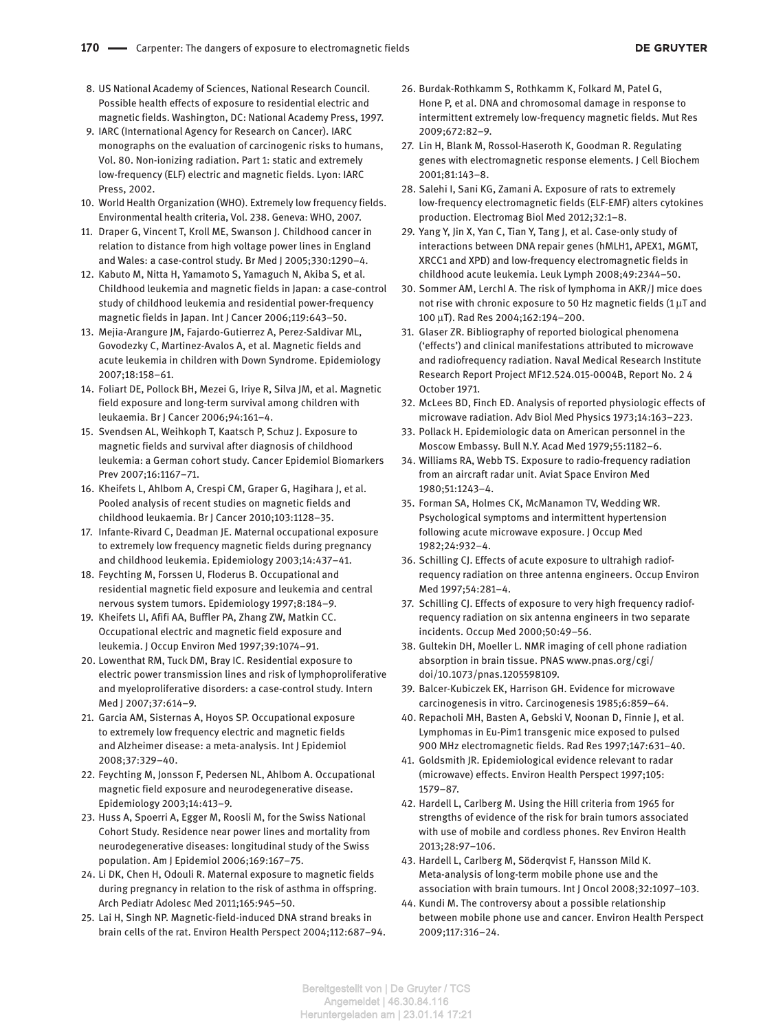8. US National Academy of Sciences, National Research Council. Possible health effects of exposure to residential electric and magnetic fields. Washington, DC: National Academy Press, 1997.
9. IARC (International Agency for Research on Cancer). IARC monographs on the evaluation of carcinogenic risks to humans, Vol. 80. Non-ionizing radiation. Part 1: static and extremely low-frequency (ELF) electric and magnetic fields. Lyon: IARC Press, 2002.
10. World Health Organization (WHO). Extremely low frequency fields. Environmental health criteria, Vol. 238. Geneva: WHO, 2007.
11. Draper G, Vincent T, Kroll ME, Swanson J. Childhood cancer in relation to distance from high voltage power lines in England and Wales: a case-control study. Br Med J 2005;330:1290–4.
12. Kabuto M, Nitta H, Yamamoto S, Yamaguch N, Akiba S, et al. Childhood leukemia and magnetic fields in Japan: a case-control study of childhood leukemia and residential power-frequency magnetic fields in Japan. Int J Cancer 2006;119:643–50.
13. Mejia-Arangure JM, Fajardo-Gutierrez A, Perez-Saldivar ML, Govodezky C, Martinez-Avalos A, et al. Magnetic fields and acute leukemia in children with Down Syndrome. Epidemiology 2007;18:158–61.
14. Foliart DE, Pollock BH, Mezei G, Iriye R, Silva JM, et al. Magnetic field exposure and long-term survival among children with leukaemia. Br J Cancer 2006;94:161–4.
15. Svendsen AL, Weihkoph T, Kaatsch P, Schuz J. Exposure to magnetic fields and survival after diagnosis of childhood leukemia: a German cohort study. Cancer Epidemiol Biomarkers Prev 2007;16:1167–71.
16. Kheifets L, Ahlbom A, Crespi CM, Graper G, Hagihara J, et al. Pooled analysis of recent studies on magnetic fields and childhood leukaemia. Br J Cancer 2010;103:1128–35.
17. Infante-Rivard C, Deadman JE. Maternal occupational exposure to extremely low frequency magnetic fields during pregnancy and childhood leukemia. Epidemiology 2003;14:437–41.
18. Feychting M, Forssen U, Floderus B. Occupational and residential magnetic field exposure and leukemia and central nervous system tumors. Epidemiology 1997;8:184–9.
19. Kheifets LI, Afifi AA, Buffler PA, Zhang ZW, Matkin CC. Occupational electric and magnetic field exposure and leukemia. J Occup Environ Med 1997;39:1074–91.
20. Lowenthat RM, Tuck DM, Bray IC. Residential exposure to electric power transmission lines and risk of lymphoproliferative and myeloproliferative disorders: a case-control study. Intern Med J 2007;37:614–9.
21. Garcia AM, Sisternas A, Hoyos SP. Occupational exposure to extremely low frequency electric and magnetic fields and Alzheimer disease: a meta-analysis. Int J Epidemiol 2008;37:329–40.
22. Feychting M, Jonsson F, Pedersen NL, Ahlbom A. Occupational magnetic field exposure and neurodegenerative disease. Epidemiology 2003;14:413–9.
23. Huss A, Spoerri A, Egger M, Roosli M, for the Swiss National Cohort Study. Residence near power lines and mortality from neurodegenerative diseases: longitudinal study of the Swiss population. Am J Epidemiol 2006;169:167–75.
24. Li DK, Chen H, Odouli R. Maternal exposure to magnetic fields during pregnancy in relation to the risk of asthma in offspring. Arch Pediatr Adolesc Med 2011;165:945–50.
25. Lai H, Singh NP. Magnetic-field-induced DNA strand breaks in brain cells of the rat. Environ Health Perspect 2004;112:687–94.
26. Burdak-Rothkamm S, Rothkamm K, Folkard M, Patel G, Hone P, et al. DNA and chromosomal damage in response to intermittent extremely low-frequency magnetic fields. Mut Res 2009;672:82–9.
27. Lin H, Blank M, Rossol-Haseroth K, Goodman R. Regulating genes with electromagnetic response elements. J Cell Biochem 2001;81:143–8.
28. Salehi I, Sani KG, Zamani A. Exposure of rats to extremely low-frequency electromagnetic fields (ELF-EMF) alters cytokines production. Electromag Biol Med 2012;32:1–8.
29. Yang Y, Jin X, Yan C, Tian Y, Tang J, et al. Case-only study of interactions between DNA repair genes (hMLH1, APEX1, MGMT, XRCC1 and XPD) and low-frequency electromagnetic fields in childhood acute leukemia. Leuk Lymph 2008;49:2344–50.
30. Sommer AM, Lerchl A. The risk of lymphoma in AKR/J mice does not rise with chronic exposure to 50 Hz magnetic fields (1 μT and 100 μT). Rad Res 2004;162:194–200.
31. Glaser ZR. Bibliography of reported biological phenomena ('effects') and clinical manifestations attributed to microwave and radiofrequency radiation. Naval Medical Research Institute Research Report Project MF12.524.015-0004B, Report No. 2 4 October 1971.
32. McLees BD, Finch ED. Analysis of reported physiologic effects of microwave radiation. Adv Biol Med Physics 1973;14:163–223.
33. Pollack H. Epidemiologic data on American personnel in the Moscow Embassy. Bull N.Y. Acad Med 1979;55:1182–6.
34. Williams RA, Webb TS. Exposure to radio-frequency radiation from an aircraft radar unit. Aviat Space Environ Med 1980;51:1243–4.
35. Forman SA, Holmes CK, McManamon TV, Wedding WR. Psychological symptoms and intermittent hypertension following acute microwave exposure. J Occup Med 1982;24:932–4.
36. Schilling CJ. Effects of acute exposure to ultrahigh radiofrequency radiation on three antenna engineers. Occup Environ Med 1997;54:281–4.
37. Schilling CJ. Effects of exposure to very high frequency radiofrequency radiation on six antenna engineers in two separate incidents. Occup Med 2000;50:49–56.
38. Gultekin DH, Moeller L. NMR imaging of cell phone radiation absorption in brain tissue. PNAS www.pnas.org/cgi/doi/10.1073/pnas.1205598109.
39. Balcer-Kubiczek EK, Harrison GH. Evidence for microwave carcinogenesis in vitro. Carcinogenesis 1985;6:859–64.
40. Repacholi MH, Basten A, Gebski V, Noonan D, Finnie J, et al. Lymphomas in Eu-Pim1 transgenic mice exposed to pulsed 900 MHz electromagnetic fields. Rad Res 1997;147:631–40.
41. Goldsmith JR. Epidemiological evidence relevant to radar (microwave) effects. Environ Health Perspect 1997;105:1579–87.
42. Hardell L, Carlberg M. Using the Hill criteria from 1965 for strengths of evidence of the risk for brain tumors associated with use of mobile and cordless phones. Rev Environ Health 2013;28:97–106.
43. Hardell L, Carlberg M, Söderqvist F, Hansson Mild K. Meta-analysis of long-term mobile phone use and the association with brain tumours. Int J Oncol 2008;32:1097–103.
44. Kundi M. The controversy about a possible relationship between mobile phone use and cancer. Environ Health Perspect 2009;117:316–24.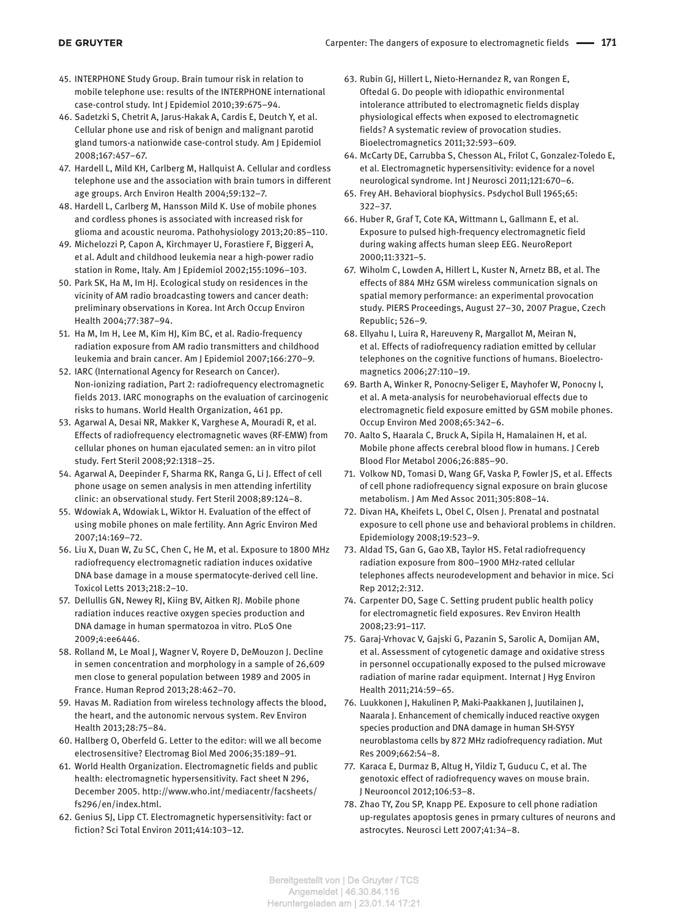45. INTERPHONE Study Group. Brain tumour risk in relation to mobile telephone use: results of the INTERPHONE international case-control study. Int J Epidemiol 2010;39:675–94.
46. Sadetzki S, Chetrit A, Jarus-Hakak A, Cardis E, Deutch Y, et al. Cellular phone use and risk of benign and malignant parotid gland tumors-a nationwide case-control study. Am J Epidemiol 2008;167:457–67.
47. Hardell L, Mild KH, Carlberg M, Hallquist A. Cellular and cordless telephone use and the association with brain tumors in different age groups. Arch Environ Health 2004;59:132–7.
48. Hardell L, Carlberg M, Hansson Mild K. Use of mobile phones and cordless phones is associated with increased risk for glioma and acoustic neuroma. Pathohysiology 2013;20:85–110.
49. Michelozzi P, Capon A, Kirchmayer U, Forastiere F, Biggeri A, et al. Adult and childhood leukemia near a high-power radio station in Rome, Italy. Am J Epidemiol 2002;155:1096–103.
50. Park SK, Ha M, Im HJ. Ecological study on residences in the vicinity of AM radio broadcasting towers and cancer death: preliminary observations in Korea. Int Arch Occup Environ Health 2004;77:387–94.
51. Ha M, Im H, Lee M, Kim HJ, Kim BC, et al. Radio-frequency radiation exposure from AM radio transmitters and childhood leukemia and brain cancer. Am J Epidemiol 2007;166:270–9.
52. IARC (International Agency for Research on Cancer). Non-ionizing radiation, Part 2: radiofrequency electromagnetic fields 2013. IARC monographs on the evaluation of carcinogenic risks to humans. World Health Organization, 461 pp.
53. Agarwal A, Desai NR, Makker K, Varghese A, Mouradi R, et al. Effects of radiofrequency electromagnetic waves (RF-EMW) from cellular phones on human ejaculated semen: an in vitro pilot study. Fert Steril 2008;92:1318–25.
54. Agarwal A, Deepinder F, Sharma RK, Ranga G, Li J. Effect of cell phone usage on semen analysis in men attending infertility clinic: an observational study. Fert Steril 2008;89:124–8.
55. Wdowiak A, Wdowiak L, Wiktor H. Evaluation of the effect of using mobile phones on male fertility. Ann Agric Environ Med 2007;14:169–72.
56. Liu X, Duan W, Zu SC, Chen C, He M, et al. Exposure to 1800 MHz radiofrequency electromagnetic radiation induces oxidative DNA base damage in a mouse spermatocyte-derived cell line. Toxicol Letts 2013;218:2–10.
57. Dellullis GN, Newey RJ, Kiing BV, Aitken RJ. Mobile phone radiation induces reactive oxygen species production and DNA damage in human spermatozoa in vitro. PLoS One 2009;4:ee6446.
58. Rolland M, Le Moal J, Wagner V, Royere D, DeMouzon J. Decline in semen concentration and morphology in a sample of 26,609 men close to general population between 1989 and 2005 in France. Human Reprod 2013;28:462–70.
59. Havas M. Radiation from wireless technology affects the blood, the heart, and the autonomic nervous system. Rev Environ Health 2013;28:75–84.
60. Hallberg O, Oberfeld G. Letter to the editor: will we all become electrosensitive? Electromag Biol Med 2006;35:189–91.
61. World Health Organization. Electromagnetic fields and public health: electromagnetic hypersensitivity. Fact sheet N 296, December 2005. http://www.who.int/mediacentr/facsheets/fs296/en/index.html.
62. Genius SJ, Lipp CT. Electromagnetic hypersensitivity: fact or fiction? Sci Total Environ 2011;414:103–12.
63. Rubin GJ, Hillert L, Nieto-Hernandez R, van Rongen E, Oftedal G. Do people with idiopathic environmental intolerance attributed to electromagnetic fields display physiological effects when exposed to electromagnetic fields? A systematic review of provocation studies. Bioelectromagnetics 2011;32:593–609.
64. McCarty DE, Carrubba S, Chesson AL, Frilot C, Gonzalez-Toledo E, et al. Electromagnetic hypersensitivity: evidence for a novel neurological syndrome. Int J Neurosci 2011;121:670–6.
65. Frey AH. Behavioral biophysics. Psdychol Bull 1965;65: 322–37.
66. Huber R, Graf T, Cote KA, Wittmann L, Gallmann E, et al. Exposure to pulsed high-frequency electromagnetic field during waking affects human sleep EEG. NeuroReport 2000;11:3321–5.
67. Wiholm C, Lowden A, Hillert L, Kuster N, Arnetz BB, et al. The effects of 884 MHz GSM wireless communication signals on spatial memory performance: an experimental provocation study. PIERS Proceedings, August 27–30, 2007 Prague, Czech Republic; 526–9.
68. Ellyahu I, Luira R, Hareuveny R, Margallot M, Meiran N, et al. Effects of radiofrequency radiation emitted by cellular telephones on the cognitive functions of humans. Bioelectromagnetics 2006;27:110–19.
69. Barth A, Winker R, Ponocny-Seliger E, Mayhofer W, Ponocny I, et al. A meta-analysis for neurobehaviorual effects due to electromagnetic field exposure emitted by GSM mobile phones. Occup Environ Med 2008;65:342–6.
70. Aalto S, Haarala C, Bruck A, Sipila H, Hamalainen H, et al. Mobile phone affects cerebral blood flow in humans. J Cereb Blood Flor Metabol 2006;26:885–90.
71. Volkow ND, Tomasi D, Wang GF, Vaska P, Fowler JS, et al. Effects of cell phone radiofrequency signal exposure on brain glucose metabolism. J Am Med Assoc 2011;305:808–14.
72. Divan HA, Kheifets L, Obel C, Olsen J. Prenatal and postnatal exposure to cell phone use and behavioral problems in children. Epidemiology 2008;19:523–9.
73. Aldad TS, Gan G, Gao XB, Taylor HS. Fetal radiofrequency radiation exposure from 800–1900 MHz-rated cellular telephones affects neurodevelopment and behavior in mice. Sci Rep 2012;2:312.
74. Carpenter DO, Sage C. Setting prudent public health policy for electromagnetic field exposures. Rev Environ Health 2008;23:91–117.
75. Garaj-Vrhovac V, Gajski G, Pazanin S, Sarolic A, Domijan AM, et al. Assessment of cytogenetic damage and oxidative stress in personnel occupationally exposed to the pulsed microwave radiation of marine radar equipment. Internat J Hyg Environ Health 2011;214:59–65.
76. Luukkonen J, Hakulinen P, Maki-Paakkanen J, Juutilainen J, Naarala J. Enhancement of chemically induced reactive oxygen species production and DNA damage in human SH-SY5Y neuroblastoma cells by 872 MHz radiofrequency radiation. Mut Res 2009;662:54–8.
77. Karaca E, Durmaz B, Altug H, Yildiz T, Guducu C, et al. The genotoxic effect of radiofrequency waves on mouse brain. J Neurooncol 2012;106:53–8.
78. Zhao TY, Zou SP, Knapp PE. Exposure to cell phone radiation up-regulates apoptosis genes in prmary cultures of neurons and astrocytes. Neurosci Lett 2007;41:34–8.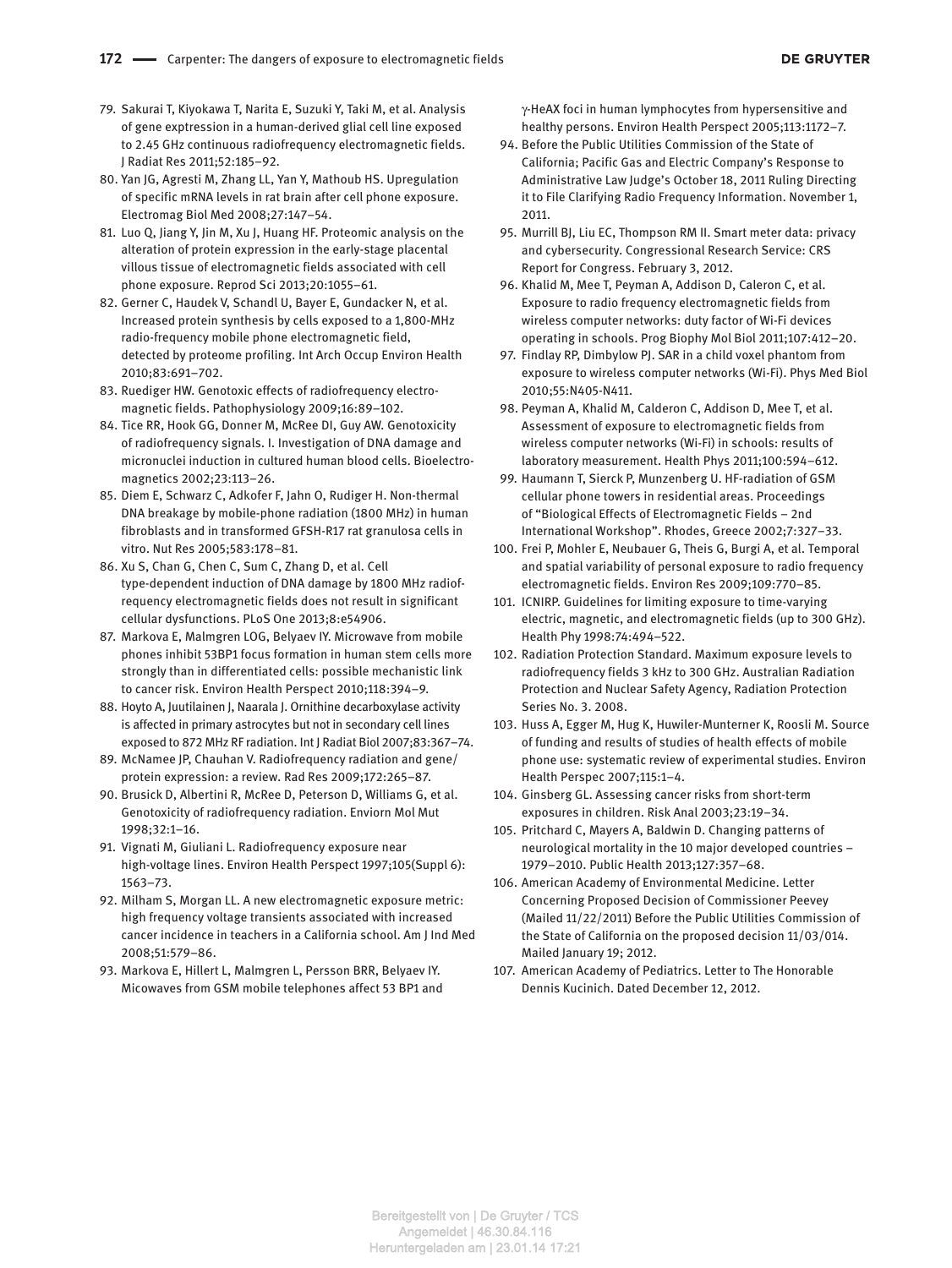79. Sakurai T, Kiyokawa T, Narita E, Suzuki Y, Taki M, et al. Analysis of gene exptression in a human-derived glial cell line exposed to 2.45 GHz continuous radiofrequency electromagnetic fields. J Radiat Res 2011;52:185–92.
80. Yan JG, Agresti M, Zhang LL, Yan Y, Mathoub HS. Upregulation of specific mRNA levels in rat brain after cell phone exposure. Electromag Biol Med 2008;27:147–54.
81. Luo Q, Jiang Y, Jin M, Xu J, Huang HF. Proteomic analysis on the alteration of protein expression in the early-stage placental villous tissue of electromagnetic fields associated with cell phone exposure. Reprod Sci 2013;20:1055–61.
82. Gerner C, Haudek V, Schandl U, Bayer E, Gundacker N, et al. Increased protein synthesis by cells exposed to a 1,800-MHz radio-frequency mobile phone electromagnetic field, detected by proteome profiling. Int Arch Occup Environ Health 2010;83:691–702.
83. Ruediger HW. Genotoxic effects of radiofrequency electromagnetic fields. Pathophysiology 2009;16:89–102.
84. Tice RR, Hook GG, Donner M, McRee DI, Guy AW. Genotoxicity of radiofrequency signals. I. Investigation of DNA damage and micronuclei induction in cultured human blood cells. Bioelectromagnetics 2002;23:113–26.
85. Diem E, Schwarz C, Adkofer F, Jahn O, Rudiger H. Non-thermal DNA breakage by mobile-phone radiation (1800 MHz) in human fibroblasts and in transformed GFSH-R17 rat granulosa cells in vitro. Nut Res 2005;583:178–81.
86. Xu S, Chan G, Chen C, Sum C, Zhang D, et al. Cell type-dependent induction of DNA damage by 1800 MHz radiofrequency electromagnetic fields does not result in significant cellular dysfunctions. PLoS One 2013;8:e54906.
87. Markova E, Malmgren LOG, Belyaev IY. Microwave from mobile phones inhibit 53BP1 focus formation in human stem cells more strongly than in differentiated cells: possible mechanistic link to cancer risk. Environ Health Perspect 2010;118:394–9.
88. Hoyto A, Juutilainen J, Naarala J. Ornithine decarboxylase activity is affected in primary astrocytes but not in secondary cell lines exposed to 872 MHz RF radiation. Int J Radiat Biol 2007;83:367–74.
89. McNamee JP, Chauhan V. Radiofrequency radiation and gene/protein expression: a review. Rad Res 2009;172:265–87.
90. Brusick D, Albertini R, McRee D, Peterson D, Williams G, et al. Genotoxicity of radiofrequency radiation. Enviorn Mol Mut 1998;32:1–16.
91. Vignati M, Giuliani L. Radiofrequency exposure near high-voltage lines. Environ Health Perspect 1997;105(Suppl 6): 1563–73.
92. Milham S, Morgan LL. A new electromagnetic exposure metric: high frequency voltage transients associated with increased cancer incidence in teachers in a California school. Am J Ind Med 2008;51:579–86.
93. Markova E, Hillert L, Malmgren L, Persson BRR, Belyaev IY. Micowaves from GSM mobile telephones affect 53 BP1 and γ-HeAX foci in human lymphocytes from hypersensitive and healthy persons. Environ Health Perspect 2005;113:1172–7.
94. Before the Public Utilities Commission of the State of California; Pacific Gas and Electric Company's Response to Administrative Law Judge's October 18, 2011 Ruling Directing it to File Clarifying Radio Frequency Information. November 1, 2011.
95. Murrill BJ, Liu EC, Thompson RM II. Smart meter data: privacy and cybersecurity. Congressional Research Service: CRS Report for Congress. February 3, 2012.
96. Khalid M, Mee T, Peyman A, Addison D, Caleron C, et al. Exposure to radio frequency electromagnetic fields from wireless computer networks: duty factor of Wi-Fi devices operating in schools. Prog Biophy Mol Biol 2011;107:412–20.
97. Findlay RP, Dimbylow PJ. SAR in a child voxel phantom from exposure to wireless computer networks (Wi-Fi). Phys Med Biol 2010;55:N405-N411.
98. Peyman A, Khalid M, Calderon C, Addison D, Mee T, et al. Assessment of exposure to electromagnetic fields from wireless computer networks (Wi-Fi) in schools: results of laboratory measurement. Health Phys 2011;100:594–612.
99. Haumann T, Sierck P, Munzenberg U. HF-radiation of GSM cellular phone towers in residential areas. Proceedings of "Biological Effects of Electromagnetic Fields – 2nd International Workshop". Rhodes, Greece 2002;7:327–33.
100. Frei P, Mohler E, Neubauer G, Theis G, Burgi A, et al. Temporal and spatial variability of personal exposure to radio frequency electromagnetic fields. Environ Res 2009;109:770–85.
101. ICNIRP. Guidelines for limiting exposure to time-varying electric, magnetic, and electromagnetic fields (up to 300 GHz). Health Phy 1998:74:494–522.
102. Radiation Protection Standard. Maximum exposure levels to radiofrequency fields 3 kHz to 300 GHz. Australian Radiation Protection and Nuclear Safety Agency, Radiation Protection Series No. 3. 2008.
103. Huss A, Egger M, Hug K, Huwiler-Munterner K, Roosli M. Source of funding and results of studies of health effects of mobile phone use: systematic review of experimental studies. Environ Health Perspec 2007;115:1–4.
104. Ginsberg GL. Assessing cancer risks from short-term exposures in children. Risk Anal 2003;23:19–34.
105. Pritchard C, Mayers A, Baldwin D. Changing patterns of neurological mortality in the 10 major developed countries – 1979–2010. Public Health 2013;127:357–68.
106. American Academy of Environmental Medicine. Letter Concerning Proposed Decision of Commissioner Peevey (Mailed 11/22/2011) Before the Public Utilities Commission of the State of California on the proposed decision 11/03/014. Mailed January 19; 2012.
107. American Academy of Pediatrics. Letter to The Honorable Dennis Kucinich. Dated December 12, 2012.